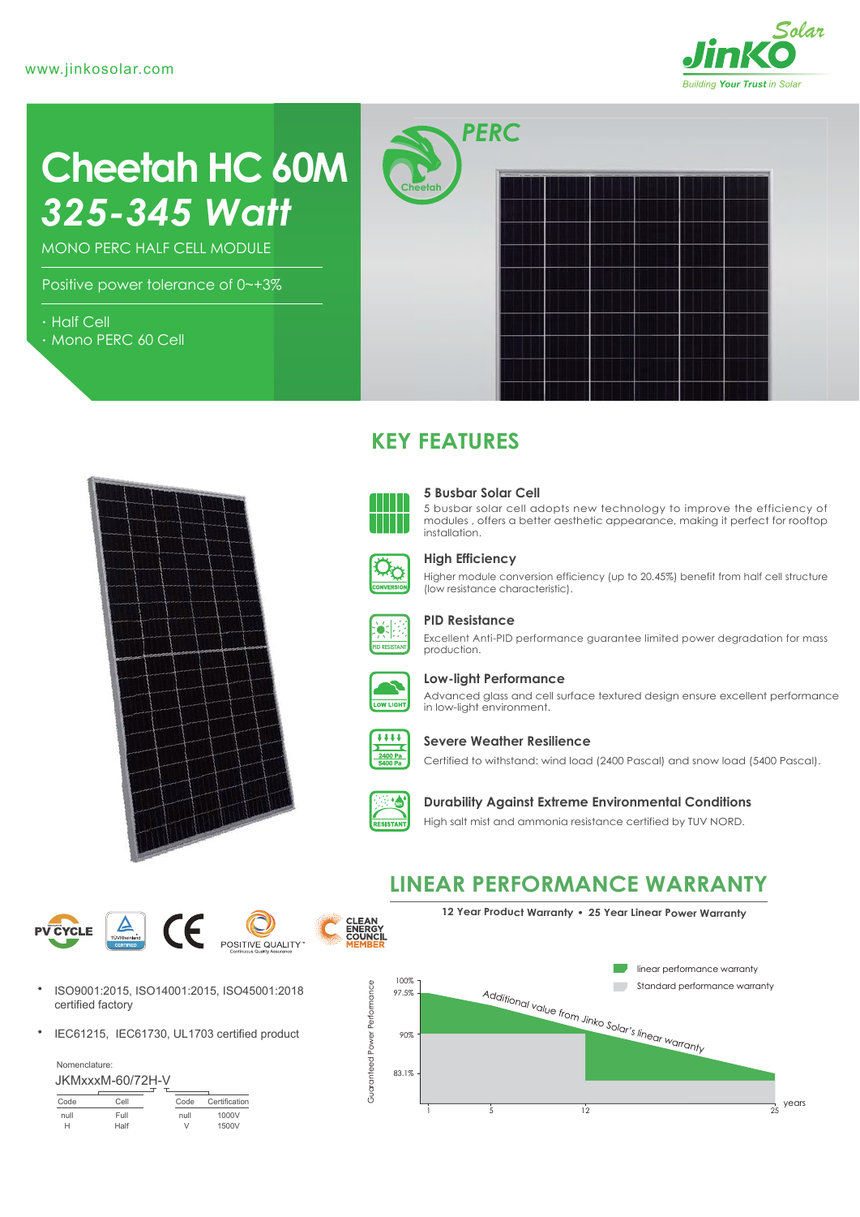www.jinkosolar.com

# Cheetah HC 60M
## *325-345 Watt*

MONO PERC HALF CELL MODULE

Positive power tolerance of 0~+3%

- Half Cell
- Mono PERC 60 Cell

## KEY FEATURES

### 5 Busbar Solar Cell
5 busbar solar cell adopts new technology to improve the efficiency of modules , offers a better aesthetic appearance, making it perfect for rooftop installation.

### High Efficiency
Higher module conversion efficiency (up to 20.45%) benefit from half cell structure (low resistance characteristic).

### PID Resistance
Excellent Anti-PID performance guarantee limited power degradation for mass production.

### Low-light Performance
Advanced glass and cell surface textured design ensure excellent performance in low-light environment.

### Severe Weather Resilience
Certified to withstand: wind load (2400 Pascal) and snow load (5400 Pascal).

### Durability Against Extreme Environmental Conditions
High salt mist and ammonia resistance certified by TUV NORD.

## LINEAR PERFORMANCE WARRANTY

**12 Year Product Warranty • 25 Year Linear Power Warranty**

- linear performance warranty
- Standard performance warranty

Additional value from Jinko Solar's linear warranty

Guaranteed Power Performance: 100%, 97.5%, 90%, 83.1%

years: 1, 5, 12, 25

- ISO9001:2015, ISO14001:2015, ISO45001:2018 certified factory
- IEC61215, IEC61730, UL1703 certified product

Nomenclature:

JKMxxxM-60/72H-V

| Code | Cell |
|---|---|
| null | Full |
| H | Half |

| Code | Certification |
|---|---|
| null | 1000V |
| V | 1500V |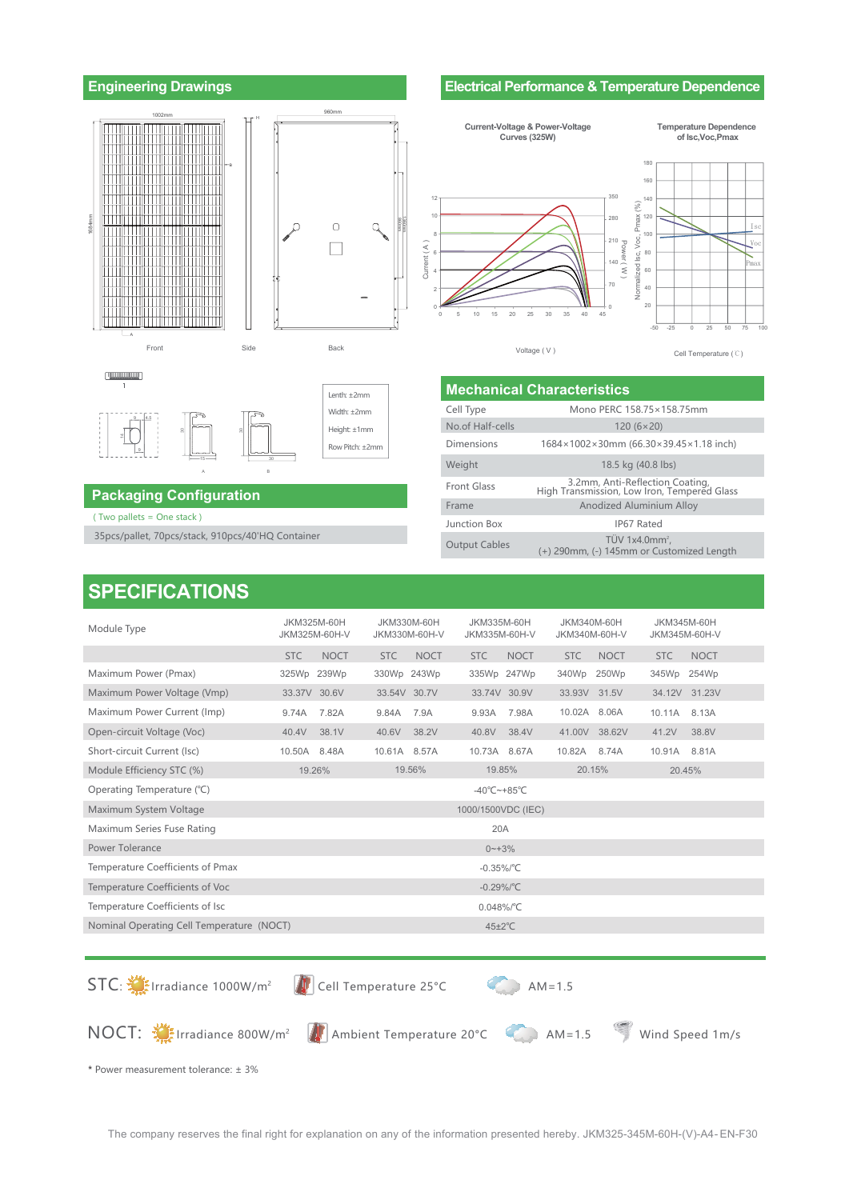## Engineering Drawings

1002mm

960mm

1684mm

Front

Side

Back

A

B

Lenth: ±2mm

Width: ±2mm

Height: ±1mm

Row Pitch: ±2mm

## Packaging Configuration

( Two pallets = One stack )

35pcs/pallet, 70pcs/stack, 910pcs/40'HQ Container

## Electrical Performance & Temperature Dependence

Current-Voltage & Power-Voltage Curves (325W)

Current ( A )

Power ( W )

Voltage ( V )

Temperature Dependence of Isc,Voc,Pmax

Normalized Isc, Voc, Pmax (%)

Cell Temperature ( ℃ )

Isc

Voc

Pmax

## Mechanical Characteristics

| | |
|---|---|
| Cell Type | Mono PERC 158.75×158.75mm |
| No.of Half-cells | 120 (6×20) |
| Dimensions | 1684×1002×30mm (66.30×39.45×1.18 inch) |
| Weight | 18.5 kg (40.8 lbs) |
| Front Glass | 3.2mm, Anti-Reflection Coating, High Transmission, Low Iron, Tempered Glass |
| Frame | Anodized Aluminium Alloy |
| Junction Box | IP67 Rated |
| Output Cables | TÜV 1x4.0mm², (+) 290mm, (-) 145mm or Customized Length |

# SPECIFICATIONS

| Module Type | JKM325M-60H JKM325M-60H-V | | JKM330M-60H JKM330M-60H-V | | JKM335M-60H JKM335M-60H-V | | JKM340M-60H JKM340M-60H-V | | JKM345M-60H JKM345M-60H-V | |
|---|---|---|---|---|---|---|---|---|---|---|
| | STC | NOCT | STC | NOCT | STC | NOCT | STC | NOCT | STC | NOCT |
| Maximum Power (Pmax) | 325Wp | 239Wp | 330Wp | 243Wp | 335Wp | 247Wp | 340Wp | 250Wp | 345Wp | 254Wp |
| Maximum Power Voltage (Vmp) | 33.37V | 30.6V | 33.54V | 30.7V | 33.74V | 30.9V | 33.93V | 31.5V | 34.12V | 31.23V |
| Maximum Power Current (Imp) | 9.74A | 7.82A | 9.84A | 7.9A | 9.93A | 7.98A | 10.02A | 8.06A | 10.11A | 8.13A |
| Open-circuit Voltage (Voc) | 40.4V | 38.1V | 40.6V | 38.2V | 40.8V | 38.4V | 41.00V | 38.62V | 41.2V | 38.8V |
| Short-circuit Current (Isc) | 10.50A | 8.48A | 10.61A | 8.57A | 10.73A | 8.67A | 10.82A | 8.74A | 10.91A | 8.81A |
| Module Efficiency STC (%) | 19.26% | | 19.56% | | 19.85% | | 20.15% | | 20.45% | |
| Operating Temperature (℃) | -40℃~+85℃ | | | | | | | | | |
| Maximum System Voltage | 1000/1500VDC (IEC) | | | | | | | | | |
| Maximum Series Fuse Rating | 20A | | | | | | | | | |
| Power Tolerance | 0~+3% | | | | | | | | | |
| Temperature Coefficients of Pmax | -0.35%/℃ | | | | | | | | | |
| Temperature Coefficients of Voc | -0.29%/℃ | | | | | | | | | |
| Temperature Coefficients of Isc | 0.048%/℃ | | | | | | | | | |
| Nominal Operating Cell Temperature (NOCT) | 45±2℃ | | | | | | | | | |

STC: Irradiance 1000W/m² Cell Temperature 25°C AM=1.5

NOCT: Irradiance 800W/m² Ambient Temperature 20°C AM=1.5 Wind Speed 1m/s

* Power measurement tolerance: ± 3%

The company reserves the final right for explanation on any of the information presented hereby. JKM325-345M-60H-(V)-A4-EN-F30